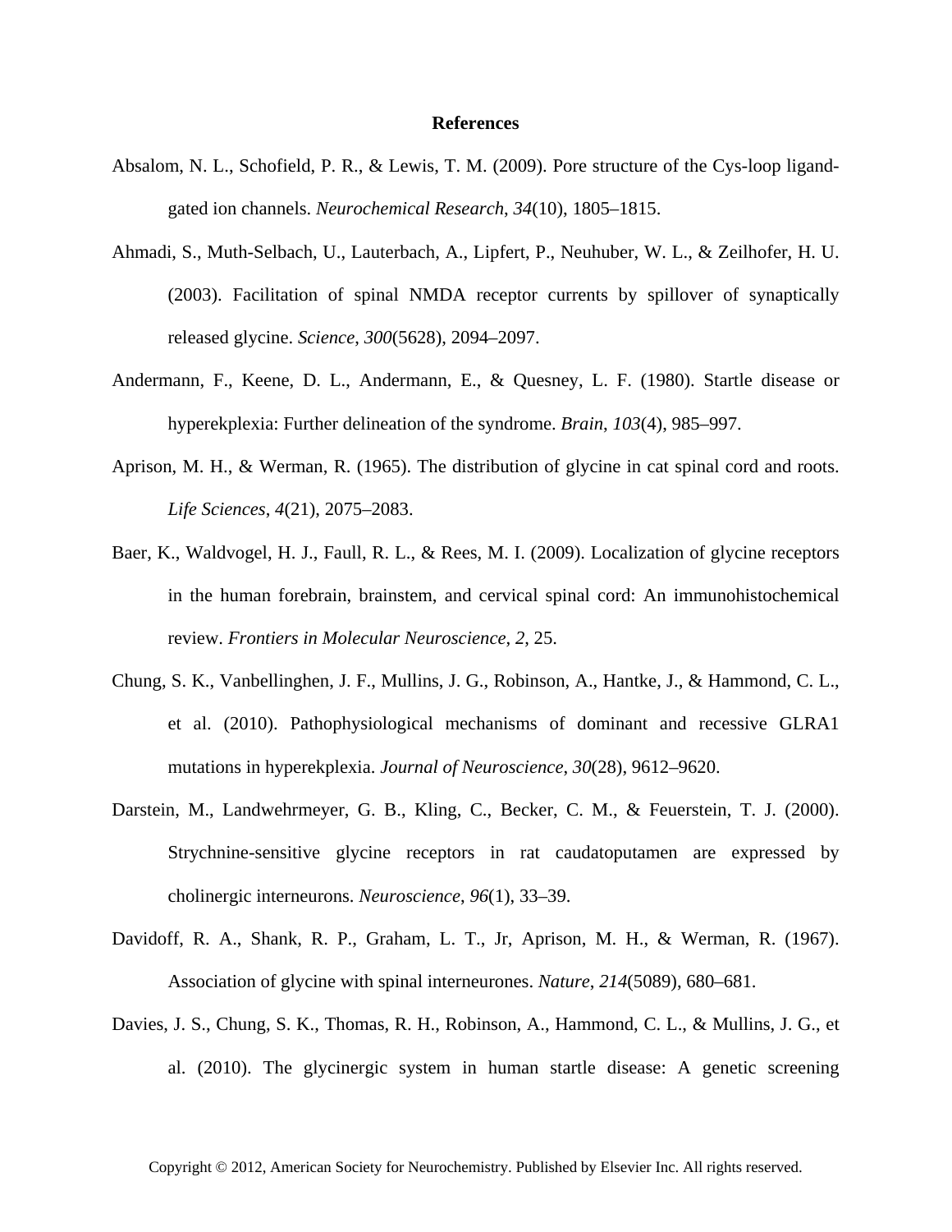# References

Absalom, N. L., Schofield, P. R., & Lewis, T. M. (2009). Pore structure of the Cys-loop ligand-gated ion channels. *Neurochemical Research*, *34*(10), 1805–1815.

Ahmadi, S., Muth-Selbach, U., Lauterbach, A., Lipfert, P., Neuhuber, W. L., & Zeilhofer, H. U. (2003). Facilitation of spinal NMDA receptor currents by spillover of synaptically released glycine. *Science*, *300*(5628), 2094–2097.

Andermann, F., Keene, D. L., Andermann, E., & Quesney, L. F. (1980). Startle disease or hyperekplexia: Further delineation of the syndrome. *Brain*, *103*(4), 985–997.

Aprison, M. H., & Werman, R. (1965). The distribution of glycine in cat spinal cord and roots. *Life Sciences*, *4*(21), 2075–2083.

Baer, K., Waldvogel, H. J., Faull, R. L., & Rees, M. I. (2009). Localization of glycine receptors in the human forebrain, brainstem, and cervical spinal cord: An immunohistochemical review. *Frontiers in Molecular Neuroscience*, *2*, 25.

Chung, S. K., Vanbellinghen, J. F., Mullins, J. G., Robinson, A., Hantke, J., & Hammond, C. L., et al. (2010). Pathophysiological mechanisms of dominant and recessive GLRA1 mutations in hyperekplexia. *Journal of Neuroscience*, *30*(28), 9612–9620.

Darstein, M., Landwehrmeyer, G. B., Kling, C., Becker, C. M., & Feuerstein, T. J. (2000). Strychnine-sensitive glycine receptors in rat caudatoputamen are expressed by cholinergic interneurons. *Neuroscience*, *96*(1), 33–39.

Davidoff, R. A., Shank, R. P., Graham, L. T., Jr, Aprison, M. H., & Werman, R. (1967). Association of glycine with spinal interneurones. *Nature*, *214*(5089), 680–681.

Davies, J. S., Chung, S. K., Thomas, R. H., Robinson, A., Hammond, C. L., & Mullins, J. G., et al. (2010). The glycinergic system in human startle disease: A genetic screening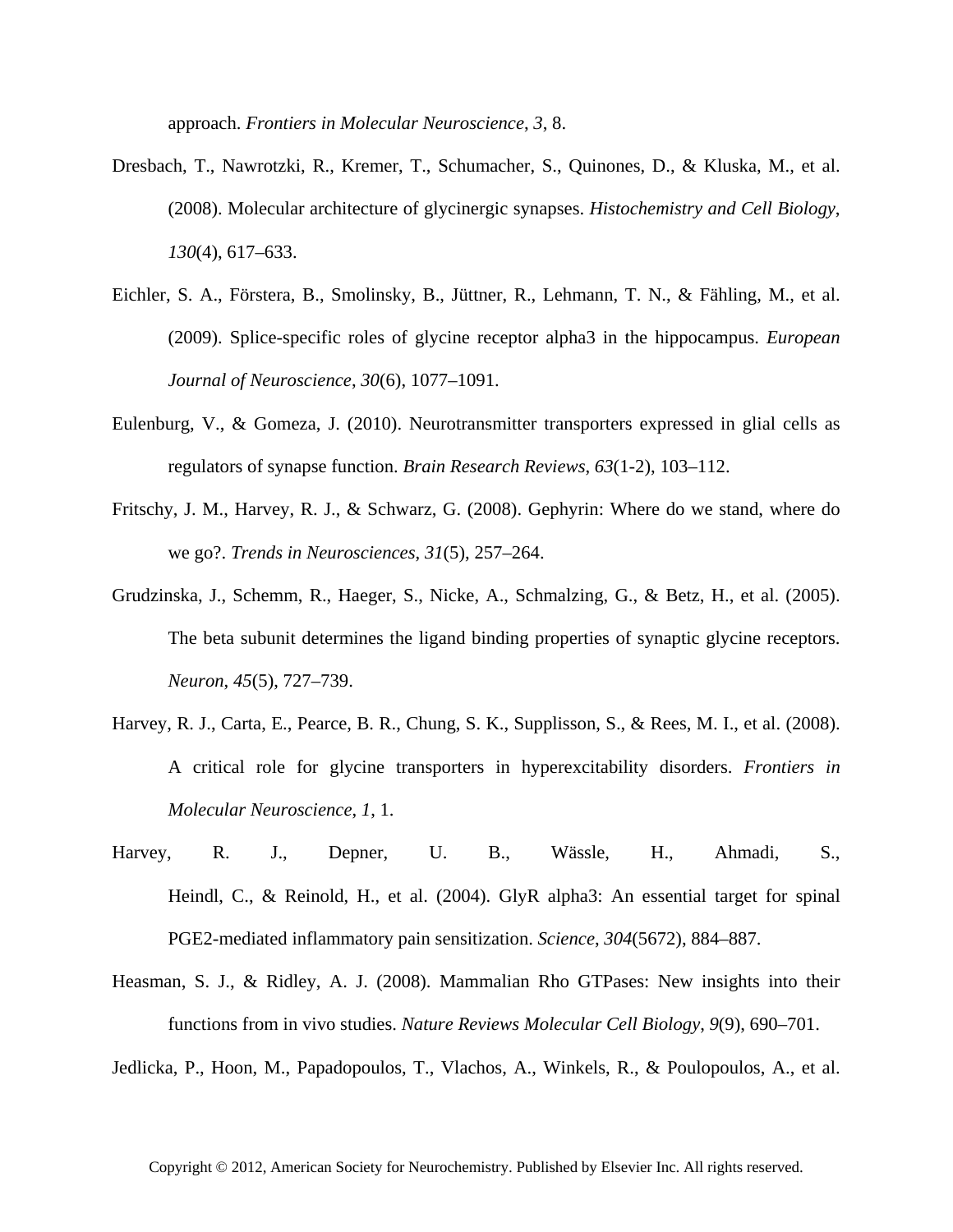approach. *Frontiers in Molecular Neuroscience*, *3*, 8.

Dresbach, T., Nawrotzki, R., Kremer, T., Schumacher, S., Quinones, D., & Kluska, M., et al. (2008). Molecular architecture of glycinergic synapses. *Histochemistry and Cell Biology*, *130*(4), 617–633.

Eichler, S. A., Förstera, B., Smolinsky, B., Jüttner, R., Lehmann, T. N., & Fähling, M., et al. (2009). Splice-specific roles of glycine receptor alpha3 in the hippocampus. *European Journal of Neuroscience*, *30*(6), 1077–1091.

Eulenburg, V., & Gomeza, J. (2010). Neurotransmitter transporters expressed in glial cells as regulators of synapse function. *Brain Research Reviews*, *63*(1-2), 103–112.

Fritschy, J. M., Harvey, R. J., & Schwarz, G. (2008). Gephyrin: Where do we stand, where do we go?. *Trends in Neurosciences*, *31*(5), 257–264.

Grudzinska, J., Schemm, R., Haeger, S., Nicke, A., Schmalzing, G., & Betz, H., et al. (2005). The beta subunit determines the ligand binding properties of synaptic glycine receptors. *Neuron*, *45*(5), 727–739.

Harvey, R. J., Carta, E., Pearce, B. R., Chung, S. K., Supplisson, S., & Rees, M. I., et al. (2008). A critical role for glycine transporters in hyperexcitability disorders. *Frontiers in Molecular Neuroscience*, *1*, 1.

Harvey, R. J., Depner, U. B., Wässle, H., Ahmadi, S., Heindl, C., & Reinold, H., et al. (2004). GlyR alpha3: An essential target for spinal PGE2-mediated inflammatory pain sensitization. *Science*, *304*(5672), 884–887.

Heasman, S. J., & Ridley, A. J. (2008). Mammalian Rho GTPases: New insights into their functions from in vivo studies. *Nature Reviews Molecular Cell Biology*, *9*(9), 690–701.

Jedlicka, P., Hoon, M., Papadopoulos, T., Vlachos, A., Winkels, R., & Poulopoulos, A., et al.

Copyright © 2012, American Society for Neurochemistry. Published by Elsevier Inc. All rights reserved.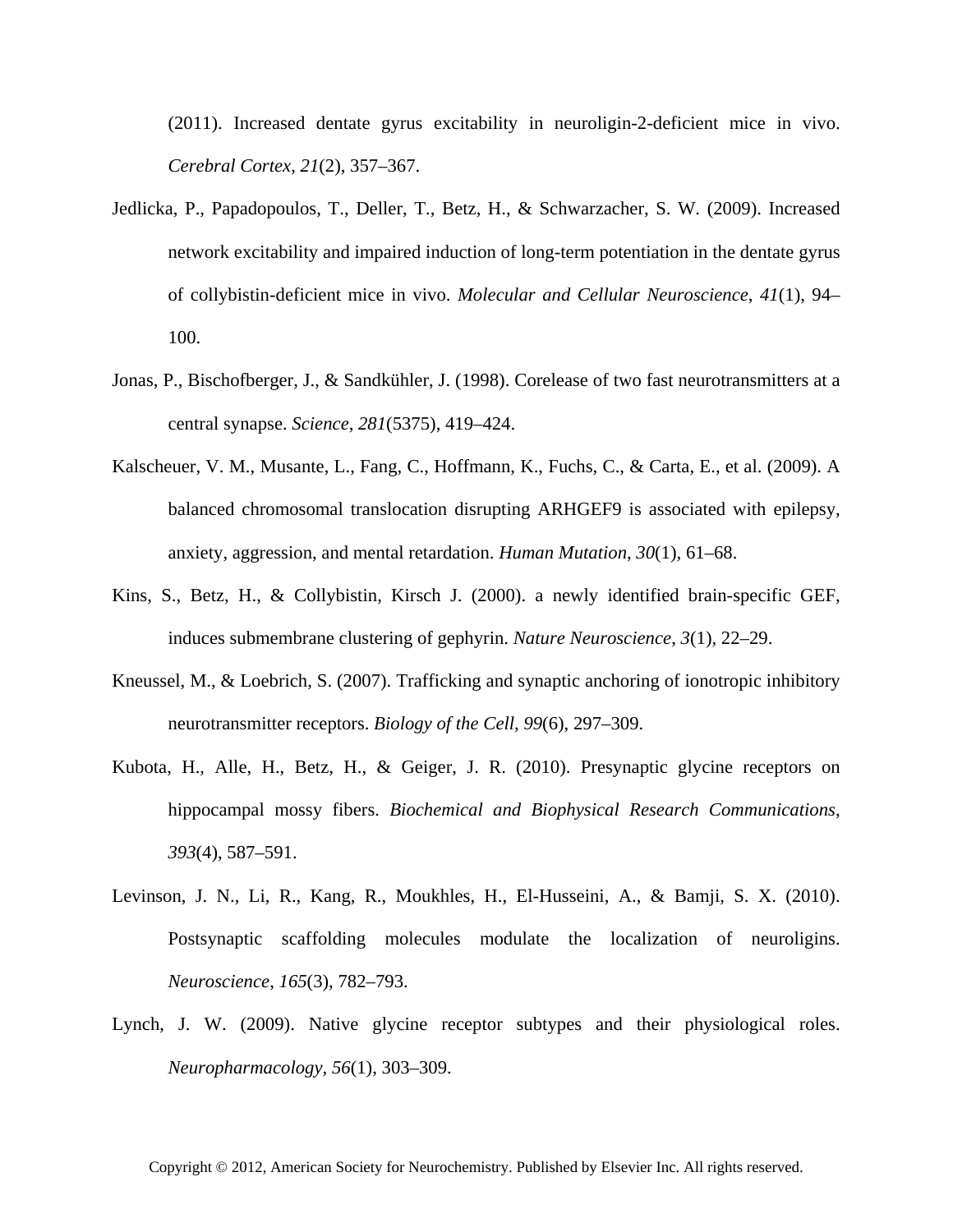(2011). Increased dentate gyrus excitability in neuroligin-2-deficient mice in vivo. *Cerebral Cortex*, *21*(2), 357–367.

Jedlicka, P., Papadopoulos, T., Deller, T., Betz, H., & Schwarzacher, S. W. (2009). Increased network excitability and impaired induction of long-term potentiation in the dentate gyrus of collybistin-deficient mice in vivo. *Molecular and Cellular Neuroscience*, *41*(1), 94–100.

Jonas, P., Bischofberger, J., & Sandkühler, J. (1998). Corelease of two fast neurotransmitters at a central synapse. *Science*, *281*(5375), 419–424.

Kalscheuer, V. M., Musante, L., Fang, C., Hoffmann, K., Fuchs, C., & Carta, E., et al. (2009). A balanced chromosomal translocation disrupting ARHGEF9 is associated with epilepsy, anxiety, aggression, and mental retardation. *Human Mutation*, *30*(1), 61–68.

Kins, S., Betz, H., & Collybistin, Kirsch J. (2000). a newly identified brain-specific GEF, induces submembrane clustering of gephyrin. *Nature Neuroscience*, *3*(1), 22–29.

Kneussel, M., & Loebrich, S. (2007). Trafficking and synaptic anchoring of ionotropic inhibitory neurotransmitter receptors. *Biology of the Cell*, *99*(6), 297–309.

Kubota, H., Alle, H., Betz, H., & Geiger, J. R. (2010). Presynaptic glycine receptors on hippocampal mossy fibers. *Biochemical and Biophysical Research Communications*, *393*(4), 587–591.

Levinson, J. N., Li, R., Kang, R., Moukhles, H., El-Husseini, A., & Bamji, S. X. (2010). Postsynaptic scaffolding molecules modulate the localization of neuroligins. *Neuroscience*, *165*(3), 782–793.

Lynch, J. W. (2009). Native glycine receptor subtypes and their physiological roles. *Neuropharmacology*, *56*(1), 303–309.

Copyright © 2012, American Society for Neurochemistry. Published by Elsevier Inc. All rights reserved.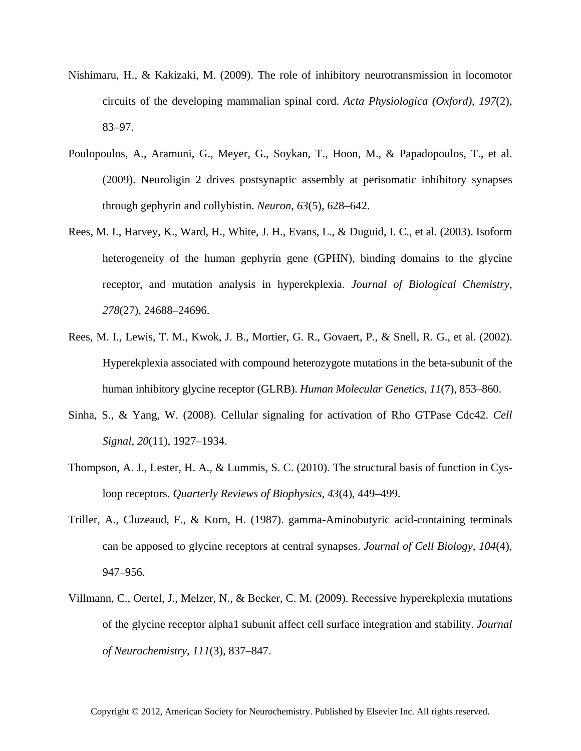Nishimaru, H., & Kakizaki, M. (2009). The role of inhibitory neurotransmission in locomotor circuits of the developing mammalian spinal cord. *Acta Physiologica (Oxford)*, *197*(2), 83–97.

Poulopoulos, A., Aramuni, G., Meyer, G., Soykan, T., Hoon, M., & Papadopoulos, T., et al. (2009). Neuroligin 2 drives postsynaptic assembly at perisomatic inhibitory synapses through gephyrin and collybistin. *Neuron*, *63*(5), 628–642.

Rees, M. I., Harvey, K., Ward, H., White, J. H., Evans, L., & Duguid, I. C., et al. (2003). Isoform heterogeneity of the human gephyrin gene (GPHN), binding domains to the glycine receptor, and mutation analysis in hyperekplexia. *Journal of Biological Chemistry*, *278*(27), 24688–24696.

Rees, M. I., Lewis, T. M., Kwok, J. B., Mortier, G. R., Govaert, P., & Snell, R. G., et al. (2002). Hyperekplexia associated with compound heterozygote mutations in the beta-subunit of the human inhibitory glycine receptor (GLRB). *Human Molecular Genetics*, *11*(7), 853–860.

Sinha, S., & Yang, W. (2008). Cellular signaling for activation of Rho GTPase Cdc42. *Cell Signal*, *20*(11), 1927–1934.

Thompson, A. J., Lester, H. A., & Lummis, S. C. (2010). The structural basis of function in Cys-loop receptors. *Quarterly Reviews of Biophysics*, *43*(4), 449–499.

Triller, A., Cluzeaud, F., & Korn, H. (1987). gamma-Aminobutyric acid-containing terminals can be apposed to glycine receptors at central synapses. *Journal of Cell Biology*, *104*(4), 947–956.

Villmann, C., Oertel, J., Melzer, N., & Becker, C. M. (2009). Recessive hyperekplexia mutations of the glycine receptor alpha1 subunit affect cell surface integration and stability. *Journal of Neurochemistry*, *111*(3), 837–847.

Copyright © 2012, American Society for Neurochemistry. Published by Elsevier Inc. All rights reserved.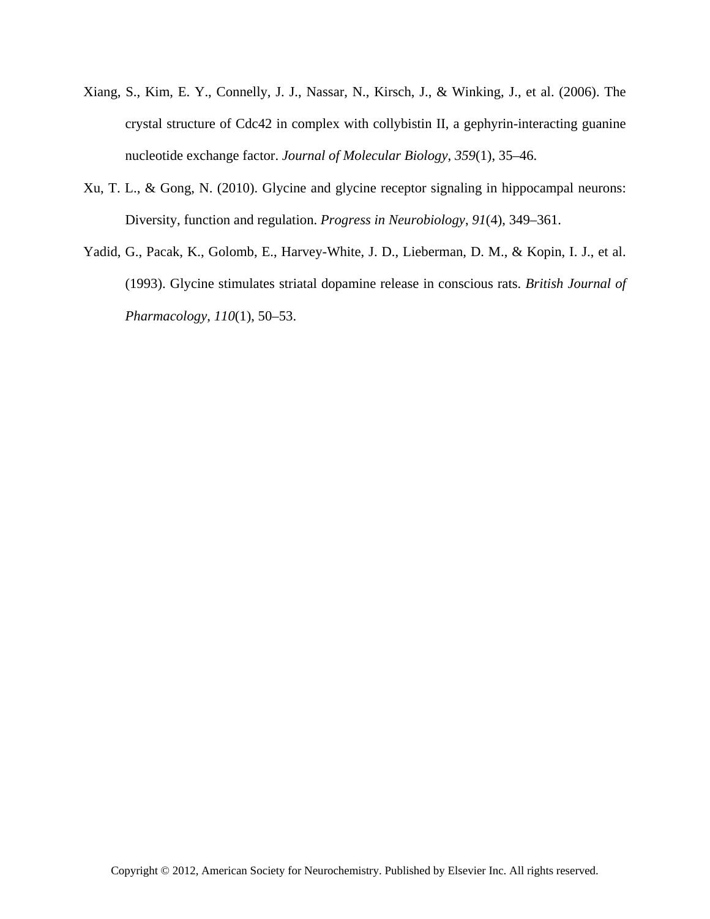Xiang, S., Kim, E. Y., Connelly, J. J., Nassar, N., Kirsch, J., & Winking, J., et al. (2006). The crystal structure of Cdc42 in complex with collybistin II, a gephyrin-interacting guanine nucleotide exchange factor. *Journal of Molecular Biology*, *359*(1), 35–46.

Xu, T. L., & Gong, N. (2010). Glycine and glycine receptor signaling in hippocampal neurons: Diversity, function and regulation. *Progress in Neurobiology*, *91*(4), 349–361.

Yadid, G., Pacak, K., Golomb, E., Harvey-White, J. D., Lieberman, D. M., & Kopin, I. J., et al. (1993). Glycine stimulates striatal dopamine release in conscious rats. *British Journal of Pharmacology*, *110*(1), 50–53.

Copyright © 2012, American Society for Neurochemistry. Published by Elsevier Inc. All rights reserved.